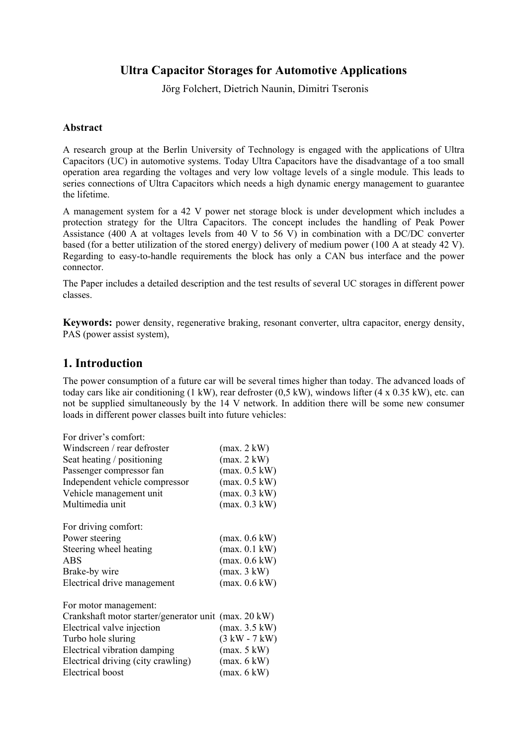# Ultra Capacitor Storages for Automotive Applications

Jörg Folchert, Dietrich Naunin, Dimitri Tseronis

### Abstract

A research group at the Berlin University of Technology is engaged with the applications of Ultra Capacitors (UC) in automotive systems. Today Ultra Capacitors have the disadvantage of a too small operation area regarding the voltages and very low voltage levels of a single module. This leads to series connections of Ultra Capacitors which needs a high dynamic energy management to guarantee the lifetime.

A management system for a 42 V power net storage block is under development which includes a protection strategy for the Ultra Capacitors. The concept includes the handling of Peak Power Assistance (400 A at voltages levels from 40 V to 56 V) in combination with a DC/DC converter based (for a better utilization of the stored energy) delivery of medium power (100 A at steady 42 V). Regarding to easy-to-handle requirements the block has only a CAN bus interface and the power connector.

The Paper includes a detailed description and the test results of several UC storages in different power classes.

**Keywords:** power density, regenerative braking, resonant converter, ultra capacitor, energy density, PAS (power assist system),

## 1. Introduction

The power consumption of a future car will be several times higher than today. The advanced loads of today cars like air conditioning (1 kW), rear defroster (0,5 kW), windows lifter (4 x 0.35 kW), etc. can not be supplied simultaneously by the 14 V network. In addition there will be some new consumer loads in different power classes built into future vehicles:

For driver's comfort:

| | |
|---|---|
| Windscreen / rear defroster | (max. 2 kW) |
| Seat heating / positioning | (max. 2 kW) |
| Passenger compressor fan | (max. 0.5 kW) |
| Independent vehicle compressor | (max. 0.5 kW) |
| Vehicle management unit | (max. 0.3 kW) |
| Multimedia unit | (max. 0.3 kW) |

For driving comfort:

| | |
|---|---|
| Power steering | (max. 0.6 kW) |
| Steering wheel heating | (max. 0.1 kW) |
| ABS | (max. 0.6 kW) |
| Brake-by wire | (max. 3 kW) |
| Electrical drive management | (max. 0.6 kW) |

For motor management:

| | |
|---|---|
| Crankshaft motor starter/generator unit | (max. 20 kW) |
| Electrical valve injection | (max. 3.5 kW) |
| Turbo hole sluring | (3 kW - 7 kW) |
| Electrical vibration damping | (max. 5 kW) |
| Electrical driving (city crawling) | (max. 6 kW) |
| Electrical boost | (max. 6 kW) |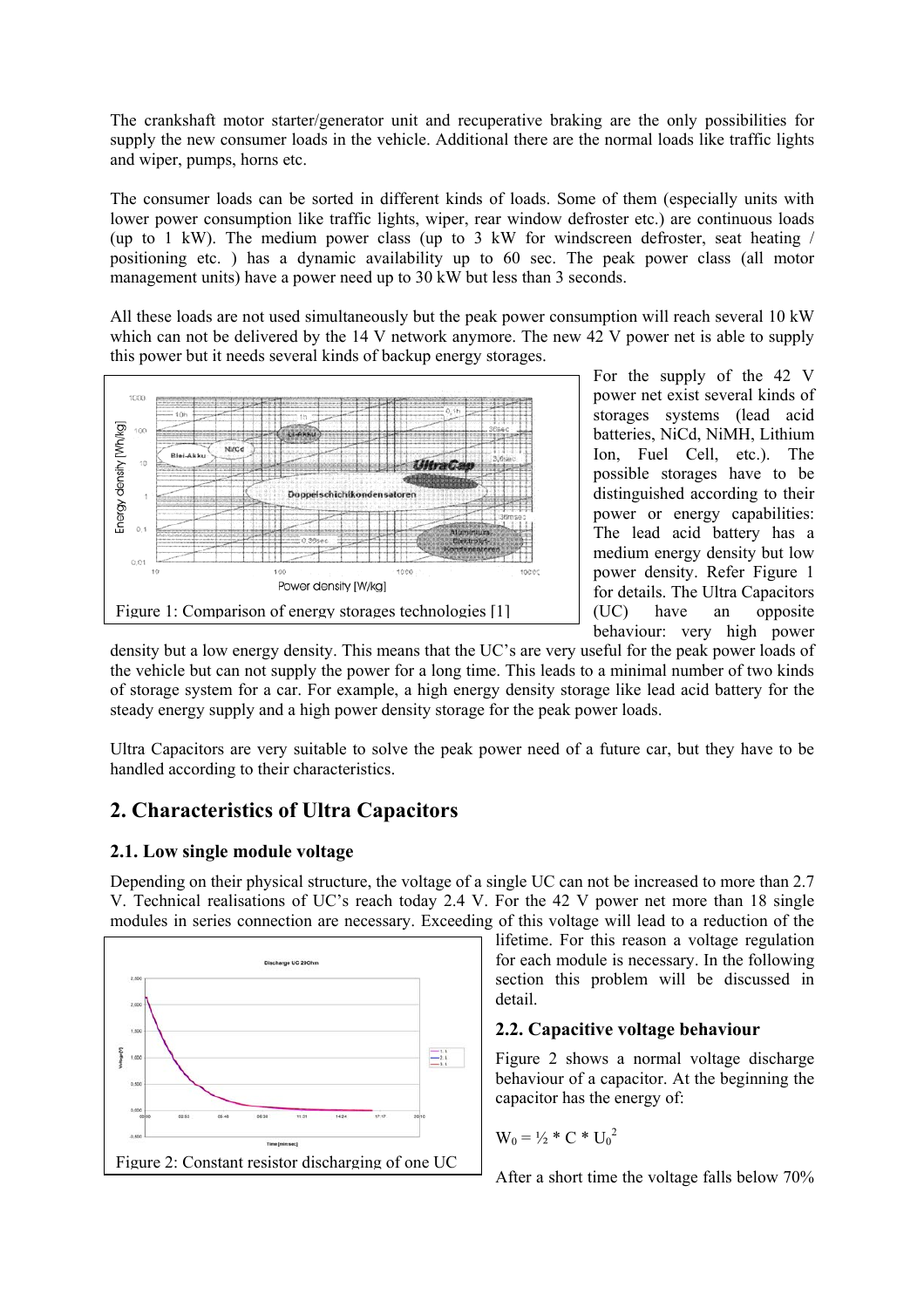The crankshaft motor starter/generator unit and recuperative braking are the only possibilities for supply the new consumer loads in the vehicle. Additional there are the normal loads like traffic lights and wiper, pumps, horns etc.

The consumer loads can be sorted in different kinds of loads. Some of them (especially units with lower power consumption like traffic lights, wiper, rear window defroster etc.) are continuous loads (up to 1 kW). The medium power class (up to 3 kW for windscreen defroster, seat heating / positioning etc. ) has a dynamic availability up to 60 sec. The peak power class (all motor management units) have a power need up to 30 kW but less than 3 seconds.

All these loads are not used simultaneously but the peak power consumption will reach several 10 kW which can not be delivered by the 14 V network anymore. The new 42 V power net is able to supply this power but it needs several kinds of backup energy storages.

Figure 1: Comparison of energy storages technologies [1]

For the supply of the 42 V power net exist several kinds of storages systems (lead acid batteries, NiCd, NiMH, Lithium Ion, Fuel Cell, etc.). The possible storages have to be distinguished according to their power or energy capabilities: The lead acid battery has a medium energy density but low power density. Refer Figure 1 for details. The Ultra Capacitors (UC) have an opposite behaviour: very high power density but a low energy density. This means that the UC's are very useful for the peak power loads of the vehicle but can not supply the power for a long time. This leads to a minimal number of two kinds of storage system for a car. For example, a high energy density storage like lead acid battery for the steady energy supply and a high power density storage for the peak power loads.

Ultra Capacitors are very suitable to solve the peak power need of a future car, but they have to be handled according to their characteristics.

## 2. Characteristics of Ultra Capacitors

### 2.1. Low single module voltage

Depending on their physical structure, the voltage of a single UC can not be increased to more than 2.7 V. Technical realisations of UC's reach today 2.4 V. For the 42 V power net more than 18 single modules in series connection are necessary. Exceeding of this voltage will lead to a reduction of the lifetime. For this reason a voltage regulation for each module is necessary. In the following section this problem will be discussed in detail.

Figure 2: Constant resistor discharging of one UC

### 2.2. Capacitive voltage behaviour

Figure 2 shows a normal voltage discharge behaviour of a capacitor. At the beginning the capacitor has the energy of:

$$W_0 = \frac{1}{2} \cdot C \cdot U_0^2$$

After a short time the voltage falls below 70%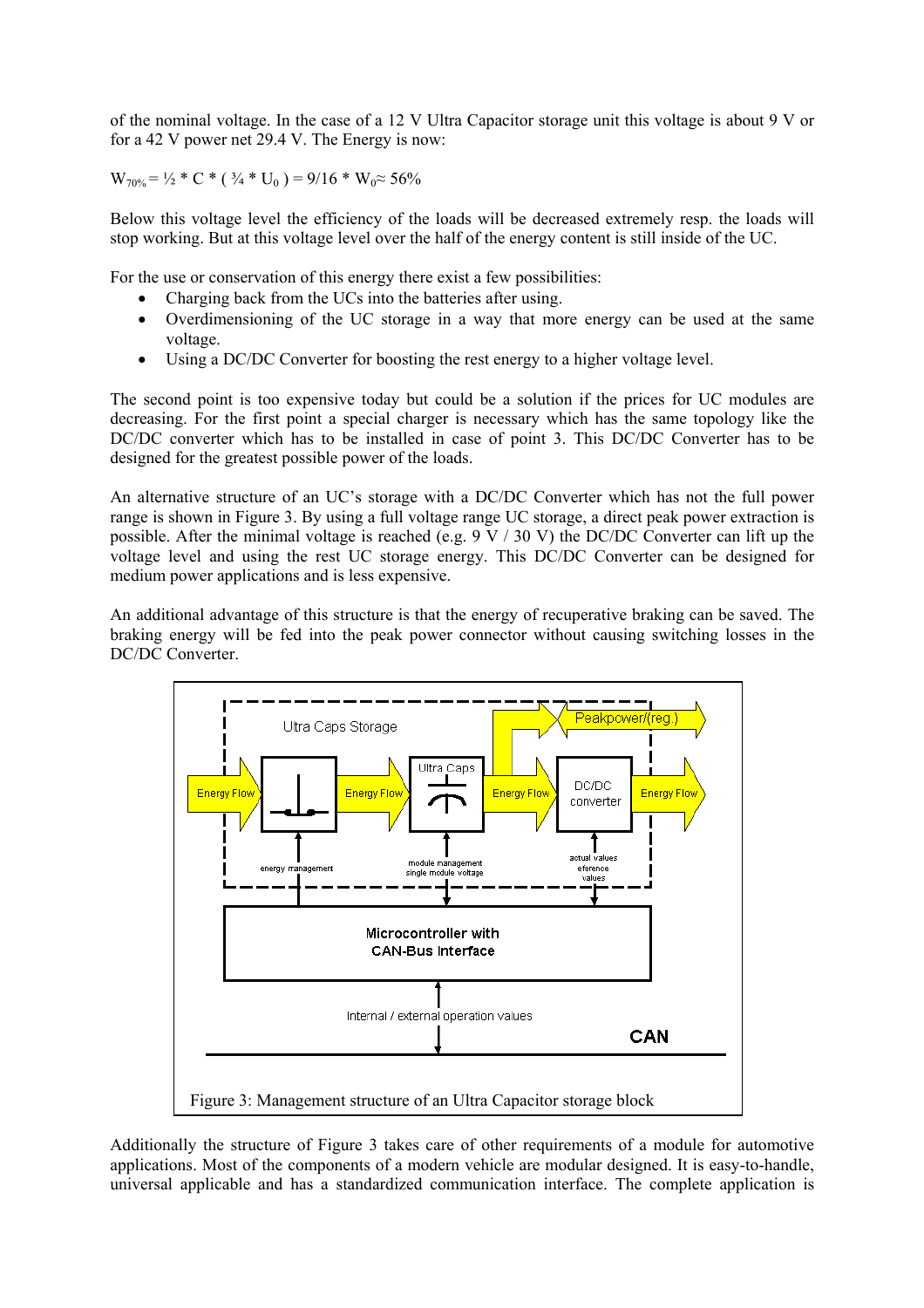of the nominal voltage. In the case of a 12 V Ultra Capacitor storage unit this voltage is about 9 V or for a 42 V power net 29.4 V. The Energy is now:

$W_{70\%} = ½ * C * ( ¾ * U_0 ) = 9/16 * W_0 \approx 56\%$

Below this voltage level the efficiency of the loads will be decreased extremely resp. the loads will stop working. But at this voltage level over the half of the energy content is still inside of the UC.

For the use or conservation of this energy there exist a few possibilities:

- Charging back from the UCs into the batteries after using.
- Overdimensioning of the UC storage in a way that more energy can be used at the same voltage.
- Using a DC/DC Converter for boosting the rest energy to a higher voltage level.

The second point is too expensive today but could be a solution if the prices for UC modules are decreasing. For the first point a special charger is necessary which has the same topology like the DC/DC converter which has to be installed in case of point 3. This DC/DC Converter has to be designed for the greatest possible power of the loads.

An alternative structure of an UC's storage with a DC/DC Converter which has not the full power range is shown in Figure 3. By using a full voltage range UC storage, a direct peak power extraction is possible. After the minimal voltage is reached (e.g. 9 V / 30 V) the DC/DC Converter can lift up the voltage level and using the rest UC storage energy. This DC/DC Converter can be designed for medium power applications and is less expensive.

An additional advantage of this structure is that the energy of recuperative braking can be saved. The braking energy will be fed into the peak power connector without causing switching losses in the DC/DC Converter.

Figure 3: Management structure of an Ultra Capacitor storage block

Additionally the structure of Figure 3 takes care of other requirements of a module for automotive applications. Most of the components of a modern vehicle are modular designed. It is easy-to-handle, universal applicable and has a standardized communication interface. The complete application is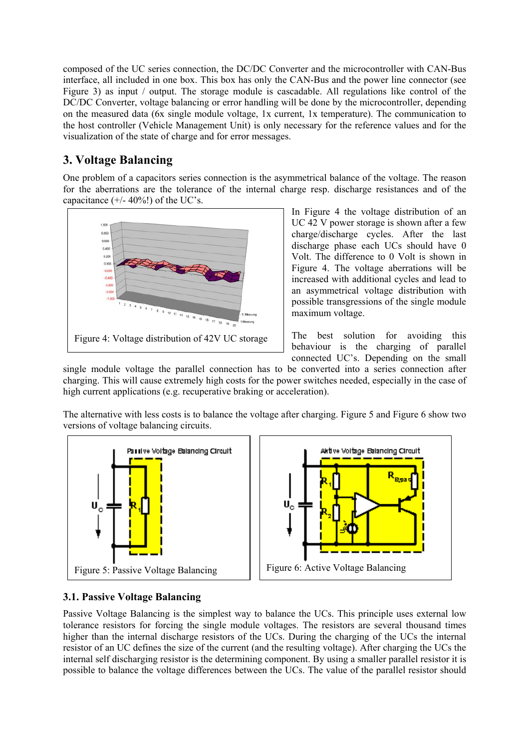composed of the UC series connection, the DC/DC Converter and the microcontroller with CAN-Bus interface, all included in one box. This box has only the CAN-Bus and the power line connector (see Figure 3) as input / output. The storage module is cascadable. All regulations like control of the DC/DC Converter, voltage balancing or error handling will be done by the microcontroller, depending on the measured data (6x single module voltage, 1x current, 1x temperature). The communication to the host controller (Vehicle Management Unit) is only necessary for the reference values and for the visualization of the state of charge and for error messages.

## 3. Voltage Balancing

One problem of a capacitors series connection is the asymmetrical balance of the voltage. The reason for the aberrations are the tolerance of the internal charge resp. discharge resistances and of the capacitance (+/- 40%!) of the UC's.

Figure 4: Voltage distribution of 42V UC storage

In Figure 4 the voltage distribution of an UC 42 V power storage is shown after a few charge/discharge cycles. After the last discharge phase each UCs should have 0 Volt. The difference to 0 Volt is shown in Figure 4. The voltage aberrations will be increased with additional cycles and lead to an asymmetrical voltage distribution with possible transgressions of the single module maximum voltage.

The best solution for avoiding this behaviour is the charging of parallel connected UC's. Depending on the small single module voltage the parallel connection has to be converted into a series connection after charging. This will cause extremely high costs for the power switches needed, especially in the case of high current applications (e.g. recuperative braking or acceleration).

The alternative with less costs is to balance the voltage after charging. Figure 5 and Figure 6 show two versions of voltage balancing circuits.

Figure 5: Passive Voltage Balancing

Figure 6: Active Voltage Balancing

### 3.1. Passive Voltage Balancing

Passive Voltage Balancing is the simplest way to balance the UCs. This principle uses external low tolerance resistors for forcing the single module voltages. The resistors are several thousand times higher than the internal discharge resistors of the UCs. During the charging of the UCs the internal resistor of an UC defines the size of the current (and the resulting voltage). After charging the UCs the internal self discharging resistor is the determining component. By using a smaller parallel resistor it is possible to balance the voltage differences between the UCs. The value of the parallel resistor should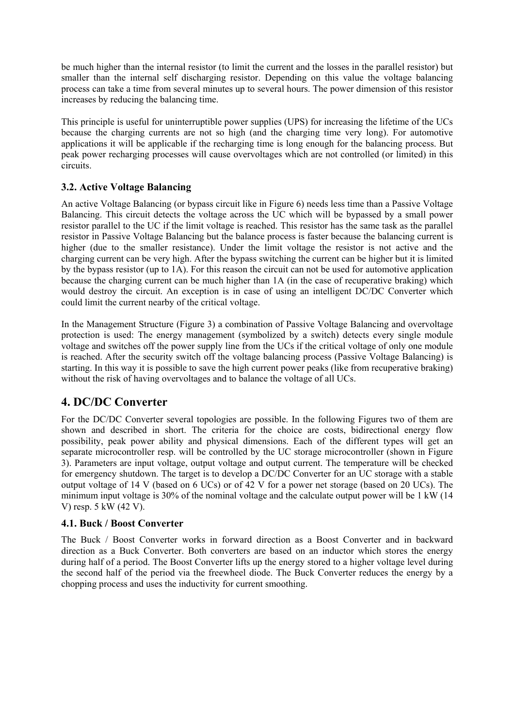be much higher than the internal resistor (to limit the current and the losses in the parallel resistor) but smaller than the internal self discharging resistor. Depending on this value the voltage balancing process can take a time from several minutes up to several hours. The power dimension of this resistor increases by reducing the balancing time.

This principle is useful for uninterruptible power supplies (UPS) for increasing the lifetime of the UCs because the charging currents are not so high (and the charging time very long). For automotive applications it will be applicable if the recharging time is long enough for the balancing process. But peak power recharging processes will cause overvoltages which are not controlled (or limited) in this circuits.

### 3.2. Active Voltage Balancing

An active Voltage Balancing (or bypass circuit like in Figure 6) needs less time than a Passive Voltage Balancing. This circuit detects the voltage across the UC which will be bypassed by a small power resistor parallel to the UC if the limit voltage is reached. This resistor has the same task as the parallel resistor in Passive Voltage Balancing but the balance process is faster because the balancing current is higher (due to the smaller resistance). Under the limit voltage the resistor is not active and the charging current can be very high. After the bypass switching the current can be higher but it is limited by the bypass resistor (up to 1A). For this reason the circuit can not be used for automotive application because the charging current can be much higher than 1A (in the case of recuperative braking) which would destroy the circuit. An exception is in case of using an intelligent DC/DC Converter which could limit the current nearby of the critical voltage.

In the Management Structure (Figure 3) a combination of Passive Voltage Balancing and overvoltage protection is used: The energy management (symbolized by a switch) detects every single module voltage and switches off the power supply line from the UCs if the critical voltage of only one module is reached. After the security switch off the voltage balancing process (Passive Voltage Balancing) is starting. In this way it is possible to save the high current power peaks (like from recuperative braking) without the risk of having overvoltages and to balance the voltage of all UCs.

## 4. DC/DC Converter

For the DC/DC Converter several topologies are possible. In the following Figures two of them are shown and described in short. The criteria for the choice are costs, bidirectional energy flow possibility, peak power ability and physical dimensions. Each of the different types will get an separate microcontroller resp. will be controlled by the UC storage microcontroller (shown in Figure 3). Parameters are input voltage, output voltage and output current. The temperature will be checked for emergency shutdown. The target is to develop a DC/DC Converter for an UC storage with a stable output voltage of 14 V (based on 6 UCs) or of 42 V for a power net storage (based on 20 UCs). The minimum input voltage is 30% of the nominal voltage and the calculate output power will be 1 kW (14 V) resp. 5 kW (42 V).

### 4.1. Buck / Boost Converter

The Buck / Boost Converter works in forward direction as a Boost Converter and in backward direction as a Buck Converter. Both converters are based on an inductor which stores the energy during half of a period. The Boost Converter lifts up the energy stored to a higher voltage level during the second half of the period via the freewheel diode. The Buck Converter reduces the energy by a chopping process and uses the inductivity for current smoothing.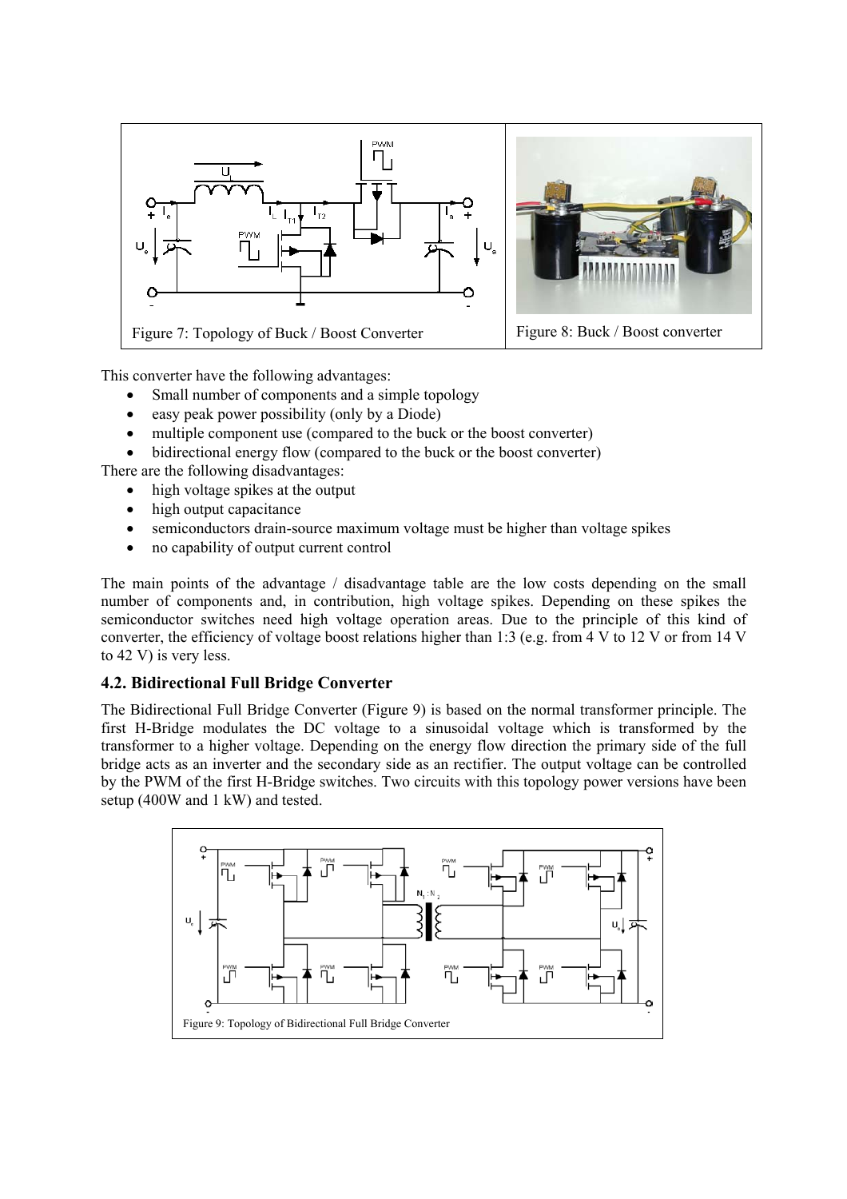Figure 7: Topology of Buck / Boost Converter

Figure 8: Buck / Boost converter

This converter have the following advantages:

- Small number of components and a simple topology
- easy peak power possibility (only by a Diode)
- multiple component use (compared to the buck or the boost converter)
- bidirectional energy flow (compared to the buck or the boost converter)

There are the following disadvantages:

- high voltage spikes at the output
- high output capacitance
- semiconductors drain-source maximum voltage must be higher than voltage spikes
- no capability of output current control

The main points of the advantage / disadvantage table are the low costs depending on the small number of components and, in contribution, high voltage spikes. Depending on these spikes the semiconductor switches need high voltage operation areas. Due to the principle of this kind of converter, the efficiency of voltage boost relations higher than 1:3 (e.g. from 4 V to 12 V or from 14 V to 42 V) is very less.

## 4.2. Bidirectional Full Bridge Converter

The Bidirectional Full Bridge Converter (Figure 9) is based on the normal transformer principle. The first H-Bridge modulates the DC voltage to a sinusoidal voltage which is transformed by the transformer to a higher voltage. Depending on the energy flow direction the primary side of the full bridge acts as an inverter and the secondary side as an rectifier. The output voltage can be controlled by the PWM of the first H-Bridge switches. Two circuits with this topology power versions have been setup (400W and 1 kW) and tested.

Figure 9: Topology of Bidirectional Full Bridge Converter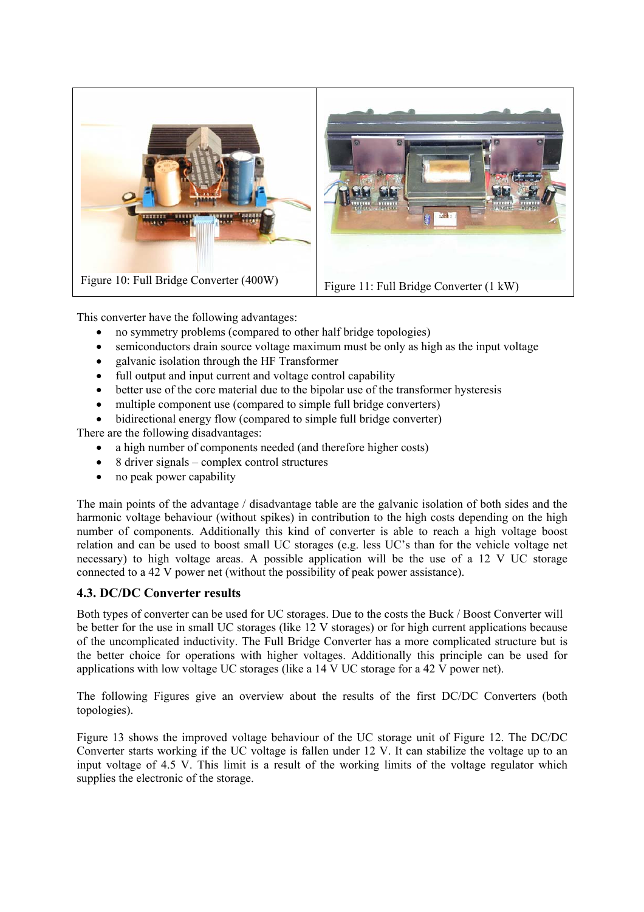Figure 10: Full Bridge Converter (400W)

Figure 11: Full Bridge Converter (1 kW)

This converter have the following advantages:

- no symmetry problems (compared to other half bridge topologies)
- semiconductors drain source voltage maximum must be only as high as the input voltage
- galvanic isolation through the HF Transformer
- full output and input current and voltage control capability
- better use of the core material due to the bipolar use of the transformer hysteresis
- multiple component use (compared to simple full bridge converters)
- bidirectional energy flow (compared to simple full bridge converter)

There are the following disadvantages:

- a high number of components needed (and therefore higher costs)
- 8 driver signals – complex control structures
- no peak power capability

The main points of the advantage / disadvantage table are the galvanic isolation of both sides and the harmonic voltage behaviour (without spikes) in contribution to the high costs depending on the high number of components. Additionally this kind of converter is able to reach a high voltage boost relation and can be used to boost small UC storages (e.g. less UC's than for the vehicle voltage net necessary) to high voltage areas. A possible application will be the use of a 12 V UC storage connected to a 42 V power net (without the possibility of peak power assistance).

### 4.3. DC/DC Converter results

Both types of converter can be used for UC storages. Due to the costs the Buck / Boost Converter will be better for the use in small UC storages (like 12 V storages) or for high current applications because of the uncomplicated inductivity. The Full Bridge Converter has a more complicated structure but is the better choice for operations with higher voltages. Additionally this principle can be used for applications with low voltage UC storages (like a 14 V UC storage for a 42 V power net).

The following Figures give an overview about the results of the first DC/DC Converters (both topologies).

Figure 13 shows the improved voltage behaviour of the UC storage unit of Figure 12. The DC/DC Converter starts working if the UC voltage is fallen under 12 V. It can stabilize the voltage up to an input voltage of 4.5 V. This limit is a result of the working limits of the voltage regulator which supplies the electronic of the storage.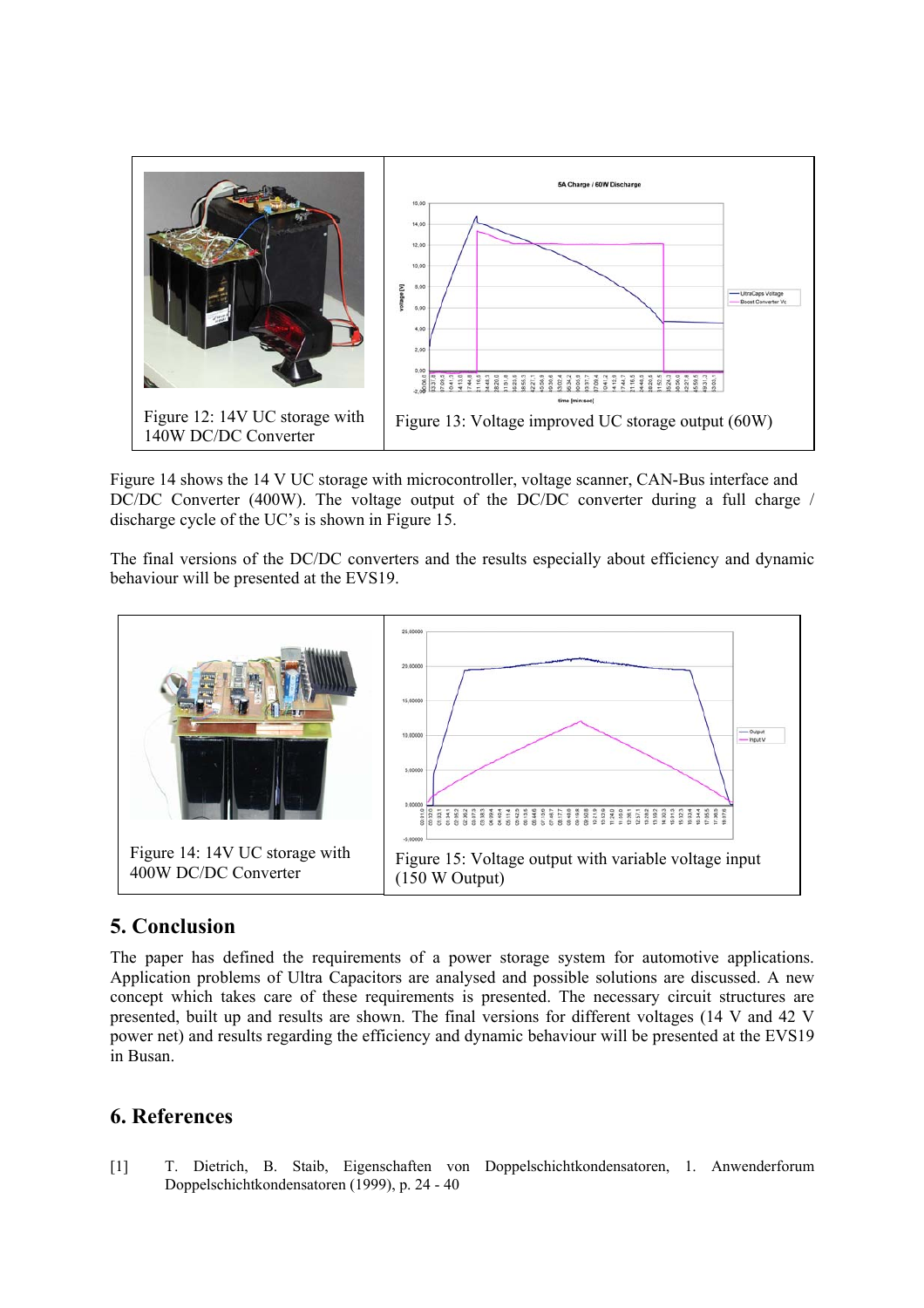Figure 12: 14V UC storage with 140W DC/DC Converter

Figure 13: Voltage improved UC storage output (60W)

Figure 14 shows the 14 V UC storage with microcontroller, voltage scanner, CAN-Bus interface and DC/DC Converter (400W). The voltage output of the DC/DC converter during a full charge / discharge cycle of the UC's is shown in Figure 15.

The final versions of the DC/DC converters and the results especially about efficiency and dynamic behaviour will be presented at the EVS19.

Figure 14: 14V UC storage with 400W DC/DC Converter

Figure 15: Voltage output with variable voltage input (150 W Output)

## 5. Conclusion

The paper has defined the requirements of a power storage system for automotive applications. Application problems of Ultra Capacitors are analysed and possible solutions are discussed. A new concept which takes care of these requirements is presented. The necessary circuit structures are presented, built up and results are shown. The final versions for different voltages (14 V and 42 V power net) and results regarding the efficiency and dynamic behaviour will be presented at the EVS19 in Busan.

## 6. References

[1] T. Dietrich, B. Staib, Eigenschaften von Doppelschichtkondensatoren, 1. Anwenderforum Doppelschichtkondensatoren (1999), p. 24 - 40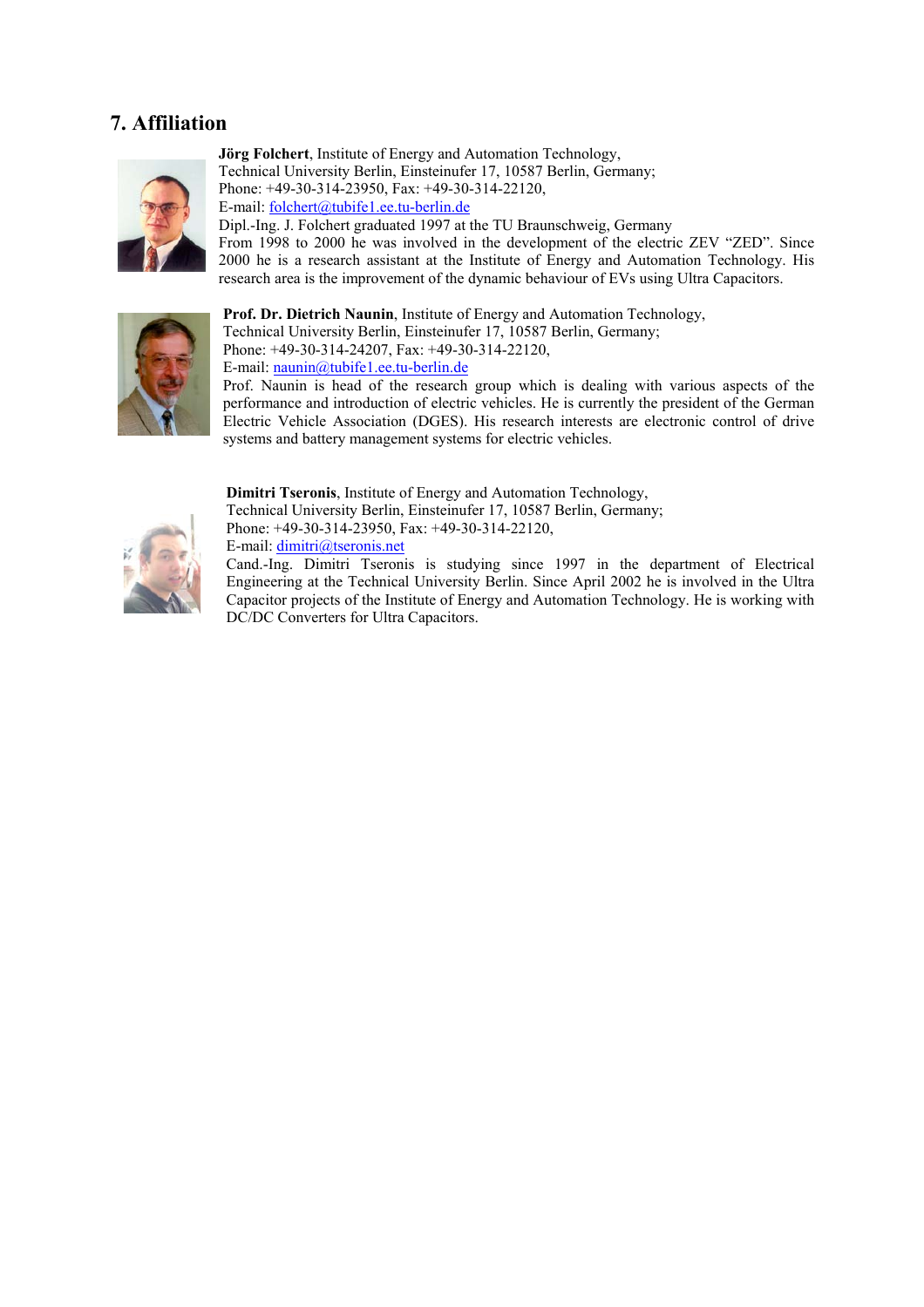## 7. Affiliation

**Jörg Folchert**, Institute of Energy and Automation Technology,
Technical University Berlin, Einsteinufer 17, 10587 Berlin, Germany;
Phone: +49-30-314-23950, Fax: +49-30-314-22120,
E-mail: folchert@tubife1.ee.tu-berlin.de
Dipl.-Ing. J. Folchert graduated 1997 at the TU Braunschweig, Germany
From 1998 to 2000 he was involved in the development of the electric ZEV "ZED". Since 2000 he is a research assistant at the Institute of Energy and Automation Technology. His research area is the improvement of the dynamic behaviour of EVs using Ultra Capacitors.

**Prof. Dr. Dietrich Naunin**, Institute of Energy and Automation Technology,
Technical University Berlin, Einsteinufer 17, 10587 Berlin, Germany;
Phone: +49-30-314-24207, Fax: +49-30-314-22120,
E-mail: naunin@tubife1.ee.tu-berlin.de
Prof. Naunin is head of the research group which is dealing with various aspects of the performance and introduction of electric vehicles. He is currently the president of the German Electric Vehicle Association (DGES). His research interests are electronic control of drive systems and battery management systems for electric vehicles.

**Dimitri Tseronis**, Institute of Energy and Automation Technology,
Technical University Berlin, Einsteinufer 17, 10587 Berlin, Germany;
Phone: +49-30-314-23950, Fax: +49-30-314-22120,
E-mail: dimitri@tseronis.net
Cand.-Ing. Dimitri Tseronis is studying since 1997 in the department of Electrical Engineering at the Technical University Berlin. Since April 2002 he is involved in the Ultra Capacitor projects of the Institute of Energy and Automation Technology. He is working with DC/DC Converters for Ultra Capacitors.